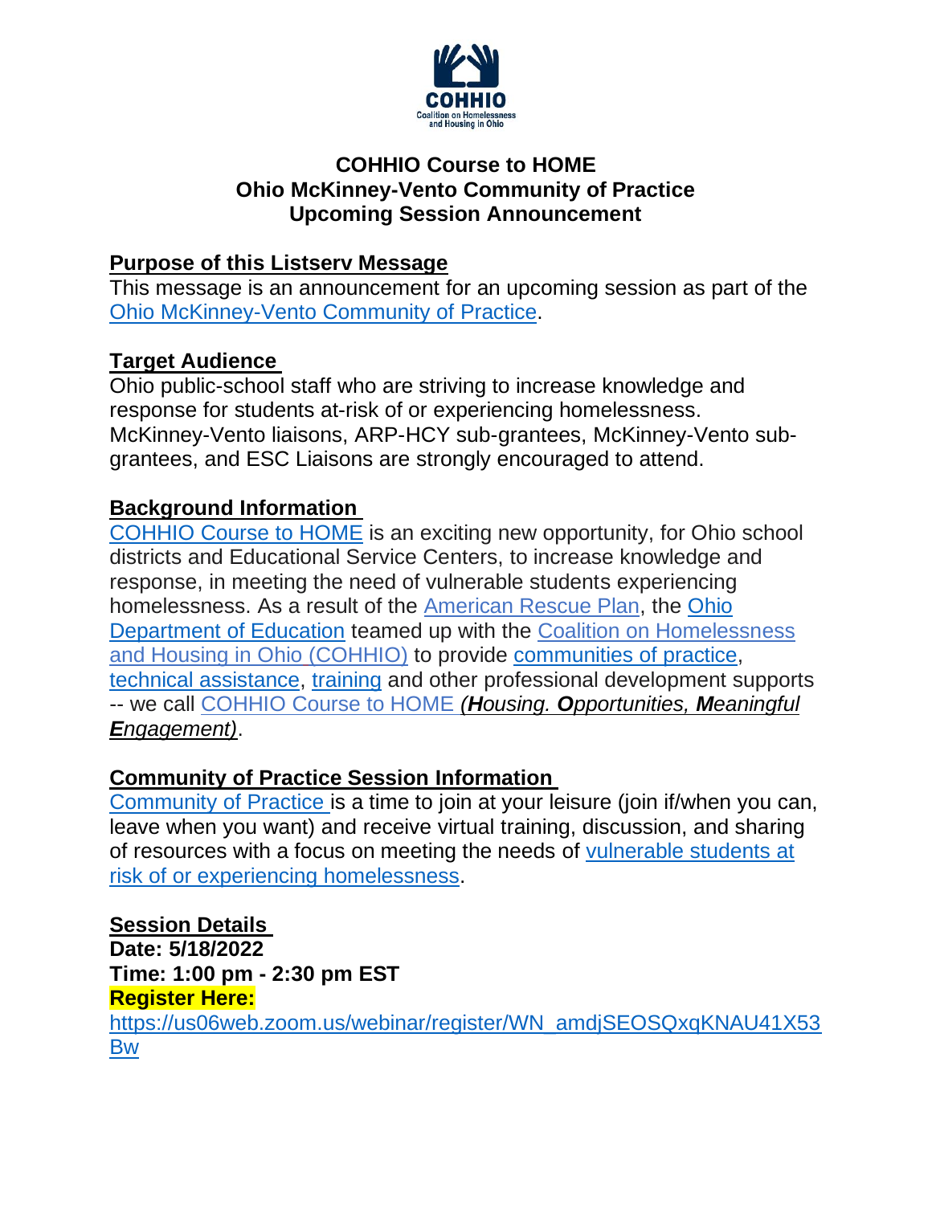COHHIO
Coalition on Homelessness and Housing in Ohio

# COHHIO Course to HOME
# Ohio McKinney-Vento Community of Practice
# Upcoming Session Announcement

## Purpose of this Listserv Message

This message is an announcement for an upcoming session as part of the Ohio McKinney-Vento Community of Practice.

## Target Audience

Ohio public-school staff who are striving to increase knowledge and response for students at-risk of or experiencing homelessness. McKinney-Vento liaisons, ARP-HCY sub-grantees, McKinney-Vento sub-grantees, and ESC Liaisons are strongly encouraged to attend.

## Background Information

COHHIO Course to HOME is an exciting new opportunity, for Ohio school districts and Educational Service Centers, to increase knowledge and response, in meeting the need of vulnerable students experiencing homelessness. As a result of the American Rescue Plan, the Ohio Department of Education teamed up with the Coalition on Homelessness and Housing in Ohio (COHHIO) to provide communities of practice, technical assistance, training and other professional development supports -- we call COHHIO Course to HOME ***(H**ousing. **O**pportunities, **M**eaningful **E**ngagement)*.

## Community of Practice Session Information

Community of Practice is a time to join at your leisure (join if/when you can, leave when you want) and receive virtual training, discussion, and sharing of resources with a focus on meeting the needs of vulnerable students at risk of or experiencing homelessness.

## Session Details

**Date: 5/18/2022**
**Time: 1:00 pm - 2:30 pm EST**
**Register Here:**
https://us06web.zoom.us/webinar/register/WN_amdjSEOSQxqKNAU41X53Bw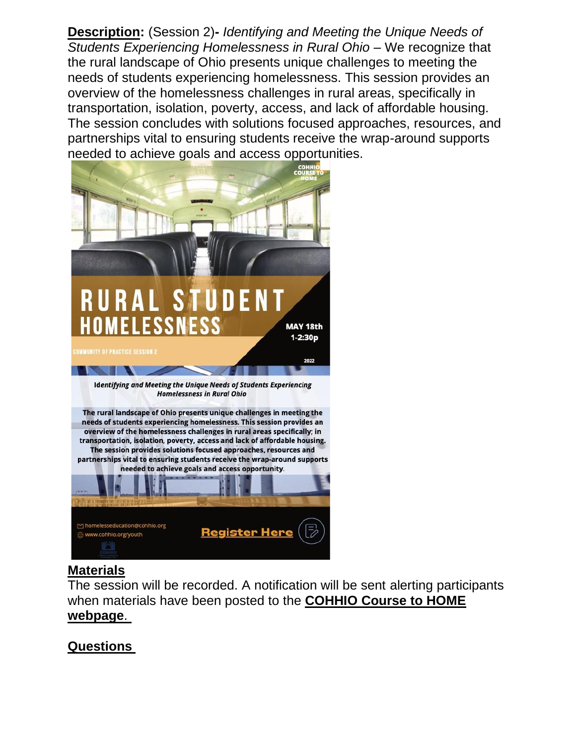**Description:** (Session 2)**-** *Identifying and Meeting the Unique Needs of Students Experiencing Homelessness in Rural Ohio* – We recognize that the rural landscape of Ohio presents unique challenges to meeting the needs of students experiencing homelessness. This session provides an overview of the homelessness challenges in rural areas, specifically in transportation, isolation, poverty, access, and lack of affordable housing. The session concludes with solutions focused approaches, resources, and partnerships vital to ensuring students receive the wrap-around supports needed to achieve goals and access opportunities.

COHHIO COURSE TO HOME

RURAL STUDENT HOMELESSNESS

MAY 18th 1-2:30p

COMMUNITY OF PRACTICE SESSION 2

2022

***Identifying and Meeting the Unique Needs of Students Experiencing Homelessness in Rural Ohio***

**The rural landscape of Ohio presents unique challenges in meeting the needs of students experiencing homelessness. This session provides an overview of the homelessness challenges in rural areas specifically; in transportation, isolation, poverty, access and lack of affordable housing. The session provides solutions focused approaches, resources and partnerships vital to ensuring students receive the wrap-around supports needed to achieve goals and access opportunity.**

homelesseducation@cohhio.org
www.cohhio.org/youth

**Register Here**

## Materials

The session will be recorded. A notification will be sent alerting participants when materials have been posted to the **COHHIO Course to HOME webpage**.

## Questions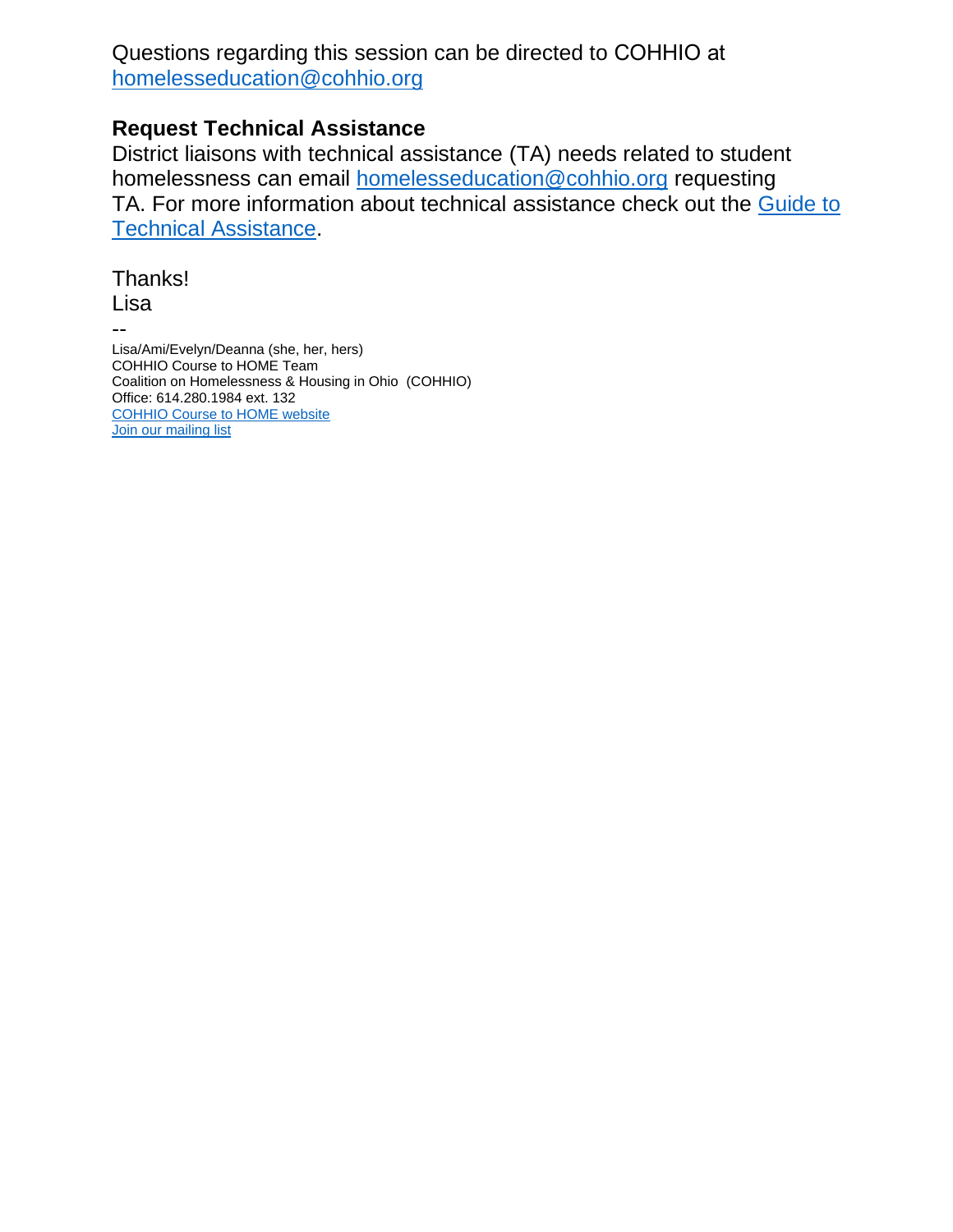Questions regarding this session can be directed to COHHIO at homelesseducation@cohhio.org

**Request Technical Assistance**

District liaisons with technical assistance (TA) needs related to student homelessness can email homelesseducation@cohhio.org requesting TA. For more information about technical assistance check out the Guide to Technical Assistance.

Thanks!
Lisa

--
Lisa/Ami/Evelyn/Deanna (she, her, hers)
COHHIO Course to HOME Team
Coalition on Homelessness & Housing in Ohio (COHHIO)
Office: 614.280.1984 ext. 132
COHHIO Course to HOME website
Join our mailing list